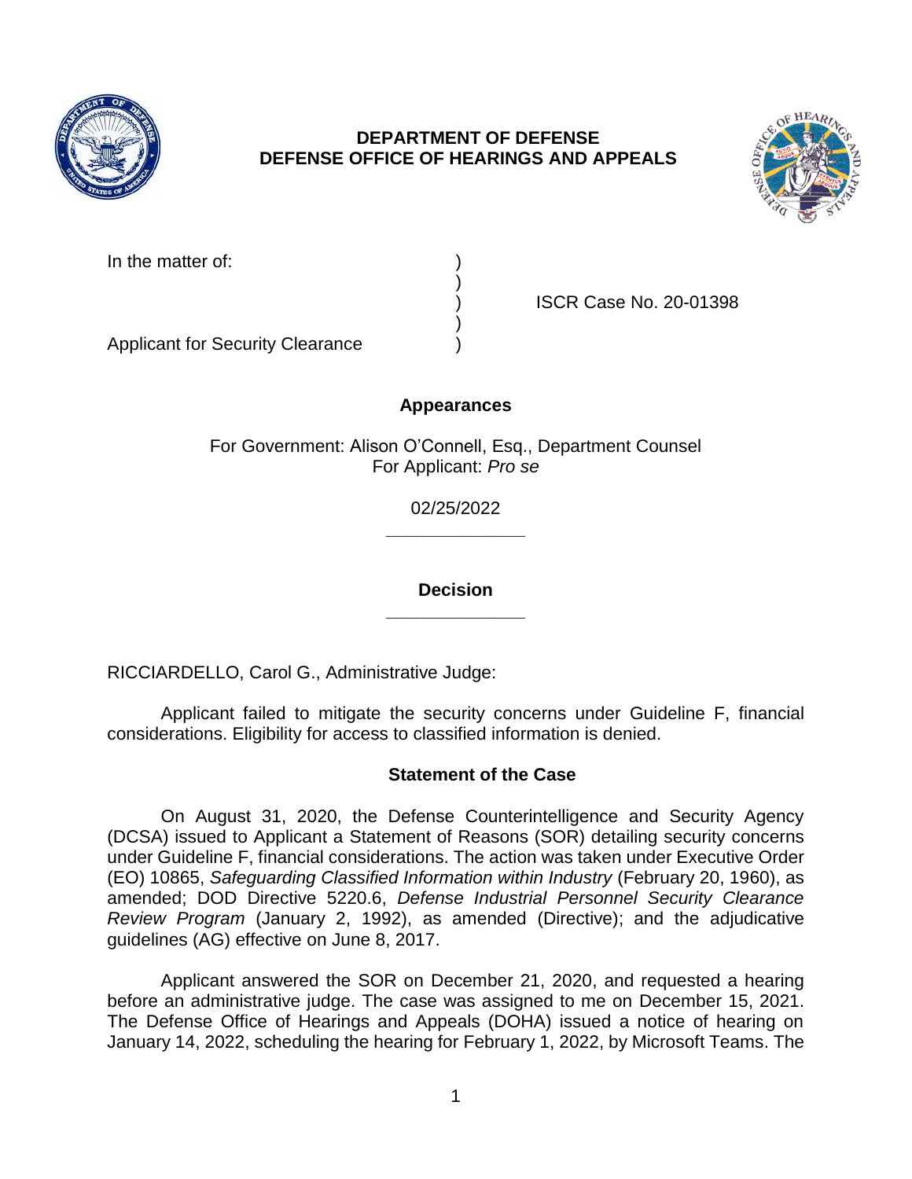**DEPARTMENT OF DEFENSE**
**DEFENSE OFFICE OF HEARINGS AND APPEALS**

In the matter of: )
)
) ISCR Case No. 20-01398
)
Applicant for Security Clearance )

**Appearances**

For Government: Alison O'Connell, Esq., Department Counsel
For Applicant: *Pro se*

02/25/2022

______________

**Decision**

______________

RICCIARDELLO, Carol G., Administrative Judge:

Applicant failed to mitigate the security concerns under Guideline F, financial considerations. Eligibility for access to classified information is denied.

## Statement of the Case

On August 31, 2020, the Defense Counterintelligence and Security Agency (DCSA) issued to Applicant a Statement of Reasons (SOR) detailing security concerns under Guideline F, financial considerations. The action was taken under Executive Order (EO) 10865, *Safeguarding Classified Information within Industry* (February 20, 1960), as amended; DOD Directive 5220.6, *Defense Industrial Personnel Security Clearance Review Program* (January 2, 1992), as amended (Directive); and the adjudicative guidelines (AG) effective on June 8, 2017.

Applicant answered the SOR on December 21, 2020, and requested a hearing before an administrative judge. The case was assigned to me on December 15, 2021. The Defense Office of Hearings and Appeals (DOHA) issued a notice of hearing on January 14, 2022, scheduling the hearing for February 1, 2022, by Microsoft Teams. The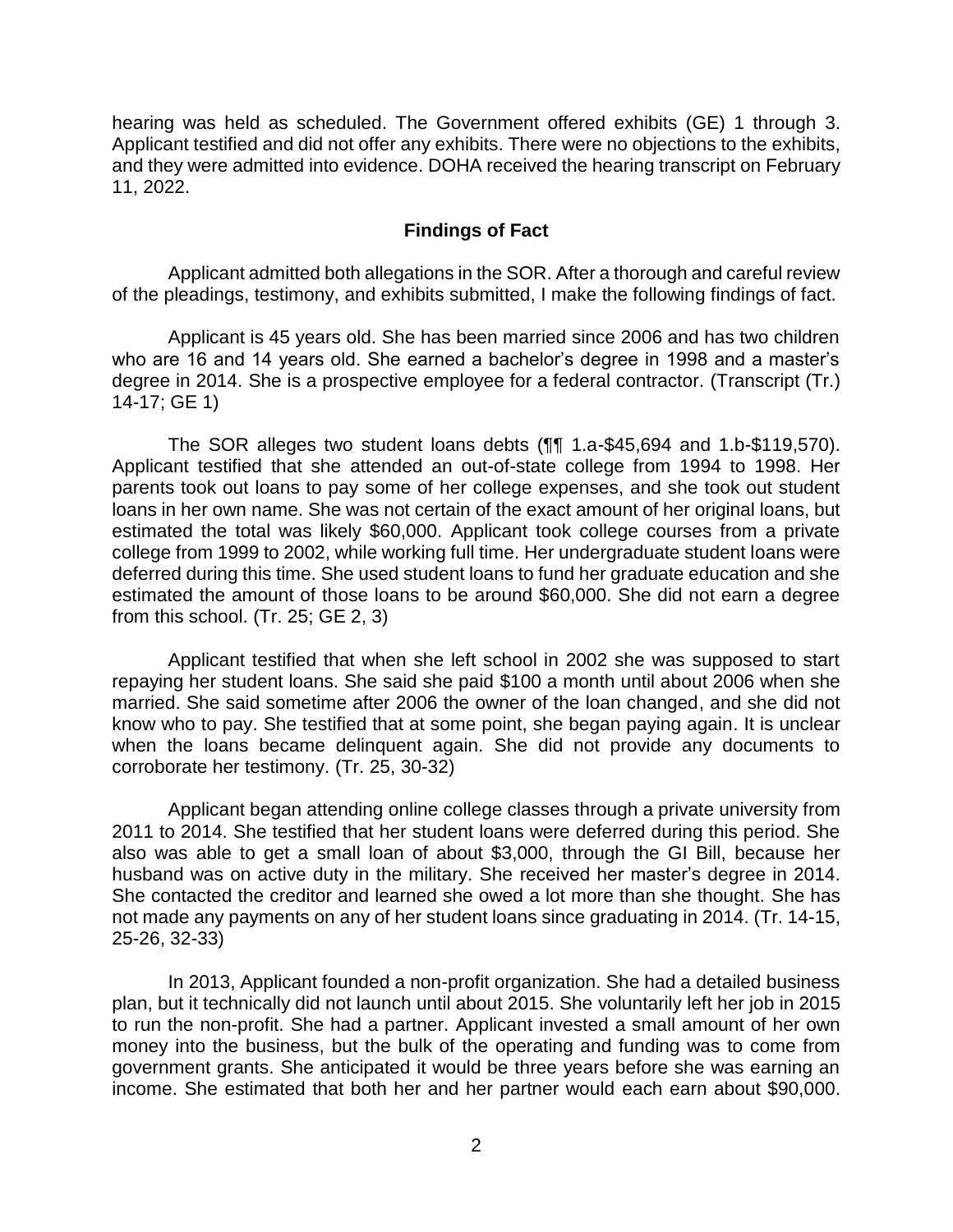hearing was held as scheduled. The Government offered exhibits (GE) 1 through 3. Applicant testified and did not offer any exhibits. There were no objections to the exhibits, and they were admitted into evidence. DOHA received the hearing transcript on February 11, 2022.

## Findings of Fact

Applicant admitted both allegations in the SOR. After a thorough and careful review of the pleadings, testimony, and exhibits submitted, I make the following findings of fact.

Applicant is 45 years old. She has been married since 2006 and has two children who are 16 and 14 years old. She earned a bachelor's degree in 1998 and a master's degree in 2014. She is a prospective employee for a federal contractor. (Transcript (Tr.) 14-17; GE 1)

The SOR alleges two student loans debts (¶¶ 1.a-$45,694 and 1.b-$119,570). Applicant testified that she attended an out-of-state college from 1994 to 1998. Her parents took out loans to pay some of her college expenses, and she took out student loans in her own name. She was not certain of the exact amount of her original loans, but estimated the total was likely $60,000. Applicant took college courses from a private college from 1999 to 2002, while working full time. Her undergraduate student loans were deferred during this time. She used student loans to fund her graduate education and she estimated the amount of those loans to be around $60,000. She did not earn a degree from this school. (Tr. 25; GE 2, 3)

Applicant testified that when she left school in 2002 she was supposed to start repaying her student loans. She said she paid $100 a month until about 2006 when she married. She said sometime after 2006 the owner of the loan changed, and she did not know who to pay. She testified that at some point, she began paying again. It is unclear when the loans became delinquent again. She did not provide any documents to corroborate her testimony. (Tr. 25, 30-32)

Applicant began attending online college classes through a private university from 2011 to 2014. She testified that her student loans were deferred during this period. She also was able to get a small loan of about $3,000, through the GI Bill, because her husband was on active duty in the military. She received her master's degree in 2014. She contacted the creditor and learned she owed a lot more than she thought. She has not made any payments on any of her student loans since graduating in 2014. (Tr. 14-15, 25-26, 32-33)

In 2013, Applicant founded a non-profit organization. She had a detailed business plan, but it technically did not launch until about 2015. She voluntarily left her job in 2015 to run the non-profit. She had a partner. Applicant invested a small amount of her own money into the business, but the bulk of the operating and funding was to come from government grants. She anticipated it would be three years before she was earning an income. She estimated that both her and her partner would each earn about $90,000.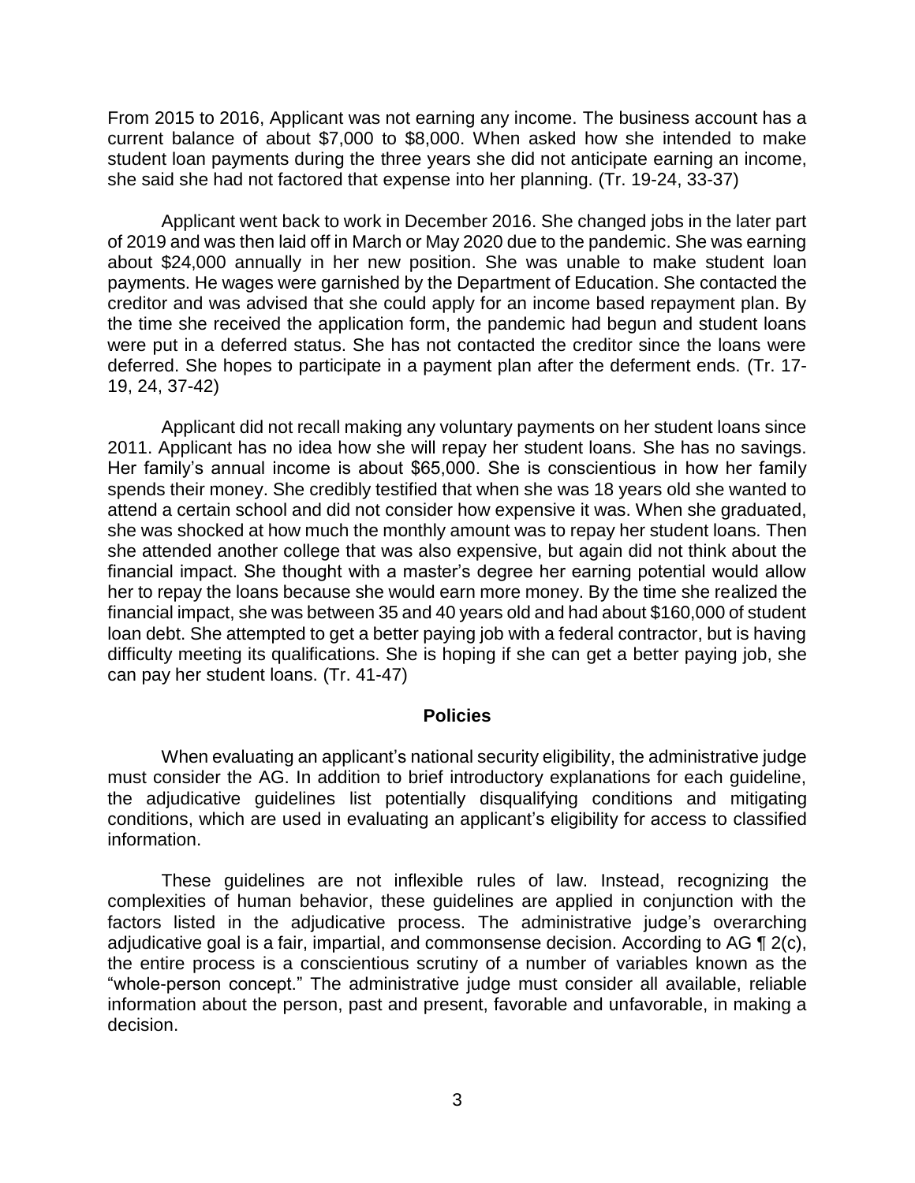From 2015 to 2016, Applicant was not earning any income. The business account has a current balance of about $7,000 to $8,000. When asked how she intended to make student loan payments during the three years she did not anticipate earning an income, she said she had not factored that expense into her planning. (Tr. 19-24, 33-37)

Applicant went back to work in December 2016. She changed jobs in the later part of 2019 and was then laid off in March or May 2020 due to the pandemic. She was earning about $24,000 annually in her new position. She was unable to make student loan payments. He wages were garnished by the Department of Education. She contacted the creditor and was advised that she could apply for an income based repayment plan. By the time she received the application form, the pandemic had begun and student loans were put in a deferred status. She has not contacted the creditor since the loans were deferred. She hopes to participate in a payment plan after the deferment ends. (Tr. 17-19, 24, 37-42)

Applicant did not recall making any voluntary payments on her student loans since 2011. Applicant has no idea how she will repay her student loans. She has no savings. Her family's annual income is about $65,000. She is conscientious in how her family spends their money. She credibly testified that when she was 18 years old she wanted to attend a certain school and did not consider how expensive it was. When she graduated, she was shocked at how much the monthly amount was to repay her student loans. Then she attended another college that was also expensive, but again did not think about the financial impact. She thought with a master's degree her earning potential would allow her to repay the loans because she would earn more money. By the time she realized the financial impact, she was between 35 and 40 years old and had about $160,000 of student loan debt. She attempted to get a better paying job with a federal contractor, but is having difficulty meeting its qualifications. She is hoping if she can get a better paying job, she can pay her student loans. (Tr. 41-47)

## Policies

When evaluating an applicant's national security eligibility, the administrative judge must consider the AG. In addition to brief introductory explanations for each guideline, the adjudicative guidelines list potentially disqualifying conditions and mitigating conditions, which are used in evaluating an applicant's eligibility for access to classified information.

These guidelines are not inflexible rules of law. Instead, recognizing the complexities of human behavior, these guidelines are applied in conjunction with the factors listed in the adjudicative process. The administrative judge's overarching adjudicative goal is a fair, impartial, and commonsense decision. According to AG ¶ 2(c), the entire process is a conscientious scrutiny of a number of variables known as the "whole-person concept." The administrative judge must consider all available, reliable information about the person, past and present, favorable and unfavorable, in making a decision.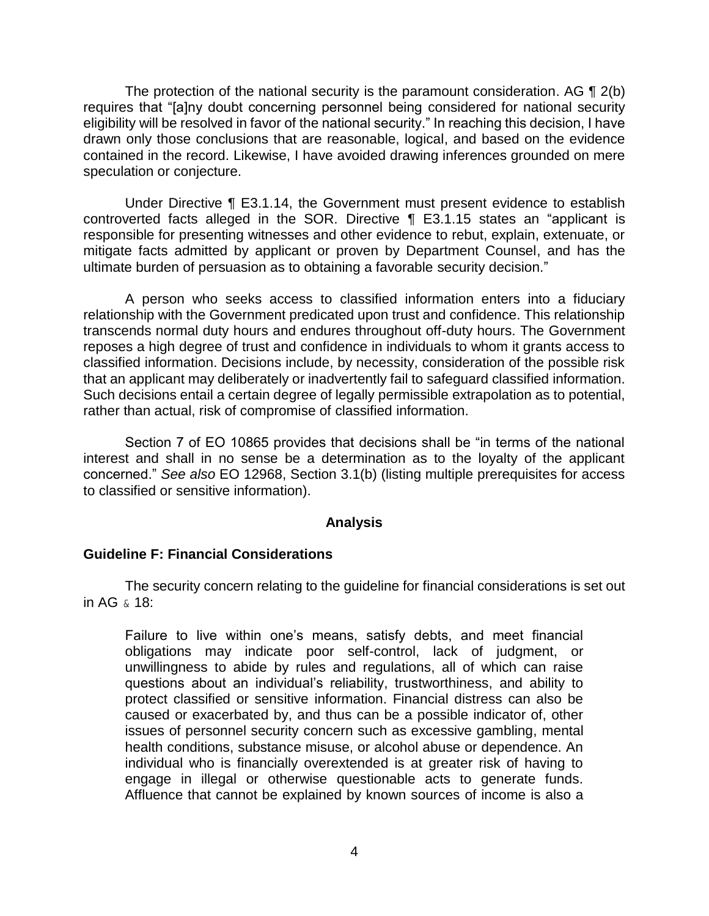The protection of the national security is the paramount consideration. AG ¶ 2(b) requires that "[a]ny doubt concerning personnel being considered for national security eligibility will be resolved in favor of the national security." In reaching this decision, I have drawn only those conclusions that are reasonable, logical, and based on the evidence contained in the record. Likewise, I have avoided drawing inferences grounded on mere speculation or conjecture.

Under Directive ¶ E3.1.14, the Government must present evidence to establish controverted facts alleged in the SOR. Directive ¶ E3.1.15 states an "applicant is responsible for presenting witnesses and other evidence to rebut, explain, extenuate, or mitigate facts admitted by applicant or proven by Department Counsel, and has the ultimate burden of persuasion as to obtaining a favorable security decision."

A person who seeks access to classified information enters into a fiduciary relationship with the Government predicated upon trust and confidence. This relationship transcends normal duty hours and endures throughout off-duty hours. The Government reposes a high degree of trust and confidence in individuals to whom it grants access to classified information. Decisions include, by necessity, consideration of the possible risk that an applicant may deliberately or inadvertently fail to safeguard classified information. Such decisions entail a certain degree of legally permissible extrapolation as to potential, rather than actual, risk of compromise of classified information.

Section 7 of EO 10865 provides that decisions shall be "in terms of the national interest and shall in no sense be a determination as to the loyalty of the applicant concerned." *See also* EO 12968, Section 3.1(b) (listing multiple prerequisites for access to classified or sensitive information).

## Analysis

### Guideline F: Financial Considerations

The security concern relating to the guideline for financial considerations is set out in AG ¶ 18:

> Failure to live within one's means, satisfy debts, and meet financial obligations may indicate poor self-control, lack of judgment, or unwillingness to abide by rules and regulations, all of which can raise questions about an individual's reliability, trustworthiness, and ability to protect classified or sensitive information. Financial distress can also be caused or exacerbated by, and thus can be a possible indicator of, other issues of personnel security concern such as excessive gambling, mental health conditions, substance misuse, or alcohol abuse or dependence. An individual who is financially overextended is at greater risk of having to engage in illegal or otherwise questionable acts to generate funds. Affluence that cannot be explained by known sources of income is also a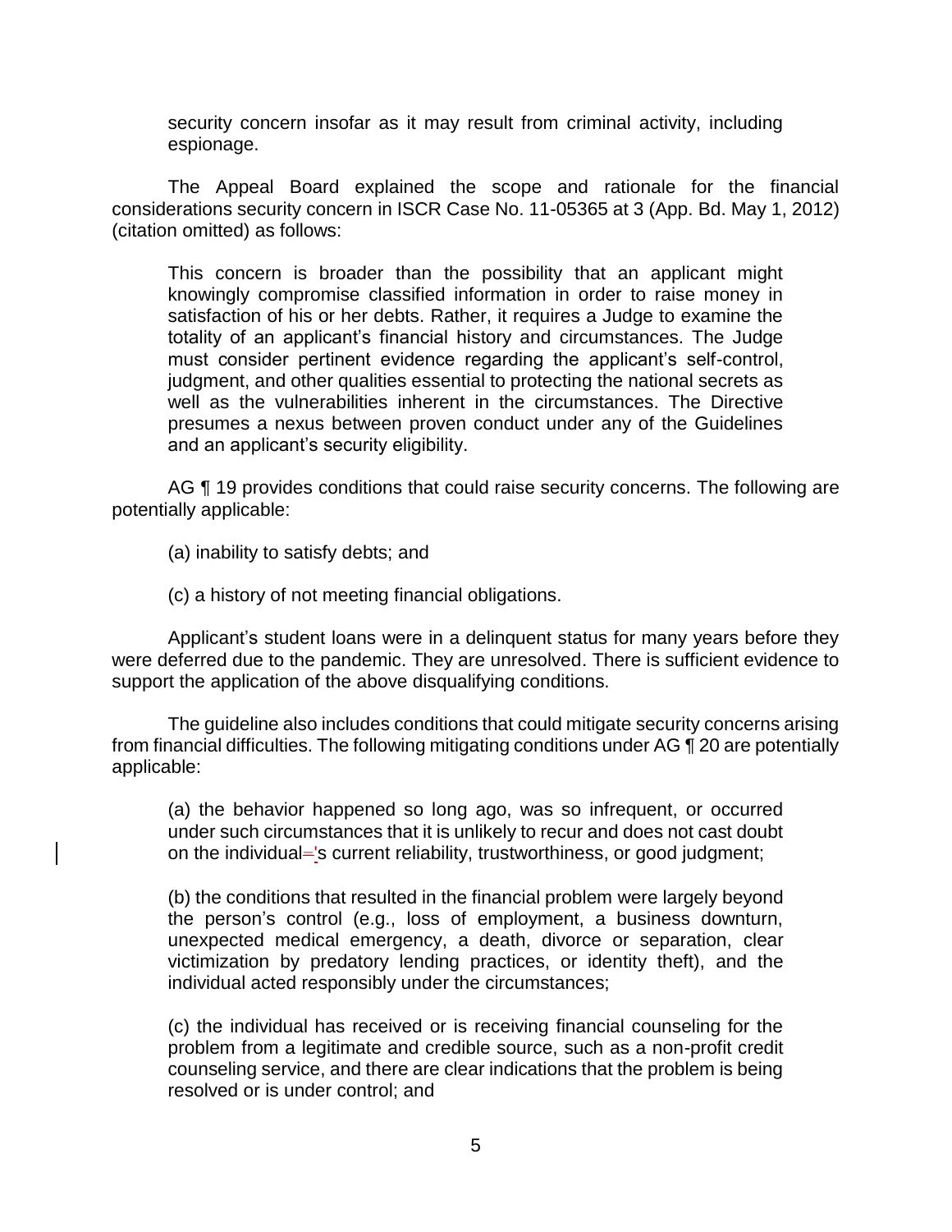security concern insofar as it may result from criminal activity, including espionage.

The Appeal Board explained the scope and rationale for the financial considerations security concern in ISCR Case No. 11-05365 at 3 (App. Bd. May 1, 2012) (citation omitted) as follows:

> This concern is broader than the possibility that an applicant might knowingly compromise classified information in order to raise money in satisfaction of his or her debts. Rather, it requires a Judge to examine the totality of an applicant's financial history and circumstances. The Judge must consider pertinent evidence regarding the applicant's self-control, judgment, and other qualities essential to protecting the national secrets as well as the vulnerabilities inherent in the circumstances. The Directive presumes a nexus between proven conduct under any of the Guidelines and an applicant's security eligibility.

AG ¶ 19 provides conditions that could raise security concerns. The following are potentially applicable:

> (a) inability to satisfy debts; and
>
> (c) a history of not meeting financial obligations.

Applicant's student loans were in a delinquent status for many years before they were deferred due to the pandemic. They are unresolved. There is sufficient evidence to support the application of the above disqualifying conditions.

The guideline also includes conditions that could mitigate security concerns arising from financial difficulties. The following mitigating conditions under AG ¶ 20 are potentially applicable:

> (a) the behavior happened so long ago, was so infrequent, or occurred under such circumstances that it is unlikely to recur and does not cast doubt on the individual's current reliability, trustworthiness, or good judgment;
>
> (b) the conditions that resulted in the financial problem were largely beyond the person's control (e.g., loss of employment, a business downturn, unexpected medical emergency, a death, divorce or separation, clear victimization by predatory lending practices, or identity theft), and the individual acted responsibly under the circumstances;
>
> (c) the individual has received or is receiving financial counseling for the problem from a legitimate and credible source, such as a non-profit credit counseling service, and there are clear indications that the problem is being resolved or is under control; and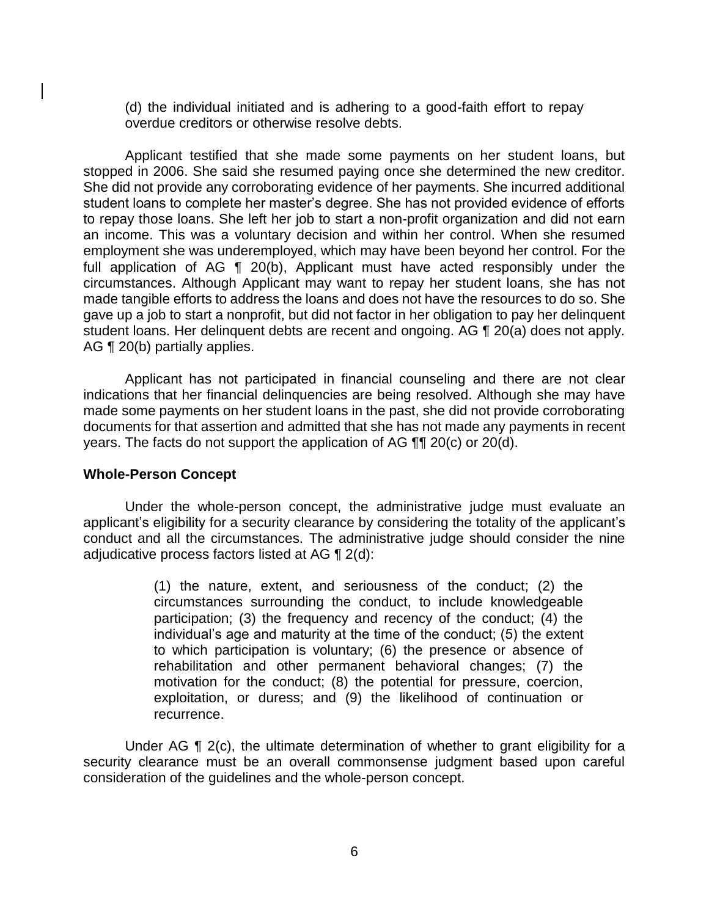(d) the individual initiated and is adhering to a good-faith effort to repay overdue creditors or otherwise resolve debts.

Applicant testified that she made some payments on her student loans, but stopped in 2006. She said she resumed paying once she determined the new creditor. She did not provide any corroborating evidence of her payments. She incurred additional student loans to complete her master's degree. She has not provided evidence of efforts to repay those loans. She left her job to start a non-profit organization and did not earn an income. This was a voluntary decision and within her control. When she resumed employment she was underemployed, which may have been beyond her control. For the full application of AG ¶ 20(b), Applicant must have acted responsibly under the circumstances. Although Applicant may want to repay her student loans, she has not made tangible efforts to address the loans and does not have the resources to do so. She gave up a job to start a nonprofit, but did not factor in her obligation to pay her delinquent student loans. Her delinquent debts are recent and ongoing. AG ¶ 20(a) does not apply. AG ¶ 20(b) partially applies.

Applicant has not participated in financial counseling and there are not clear indications that her financial delinquencies are being resolved. Although she may have made some payments on her student loans in the past, she did not provide corroborating documents for that assertion and admitted that she has not made any payments in recent years. The facts do not support the application of AG ¶¶ 20(c) or 20(d).

**Whole-Person Concept**

Under the whole-person concept, the administrative judge must evaluate an applicant's eligibility for a security clearance by considering the totality of the applicant's conduct and all the circumstances. The administrative judge should consider the nine adjudicative process factors listed at AG ¶ 2(d):

> (1) the nature, extent, and seriousness of the conduct; (2) the circumstances surrounding the conduct, to include knowledgeable participation; (3) the frequency and recency of the conduct; (4) the individual's age and maturity at the time of the conduct; (5) the extent to which participation is voluntary; (6) the presence or absence of rehabilitation and other permanent behavioral changes; (7) the motivation for the conduct; (8) the potential for pressure, coercion, exploitation, or duress; and (9) the likelihood of continuation or recurrence.

Under AG ¶ 2(c), the ultimate determination of whether to grant eligibility for a security clearance must be an overall commonsense judgment based upon careful consideration of the guidelines and the whole-person concept.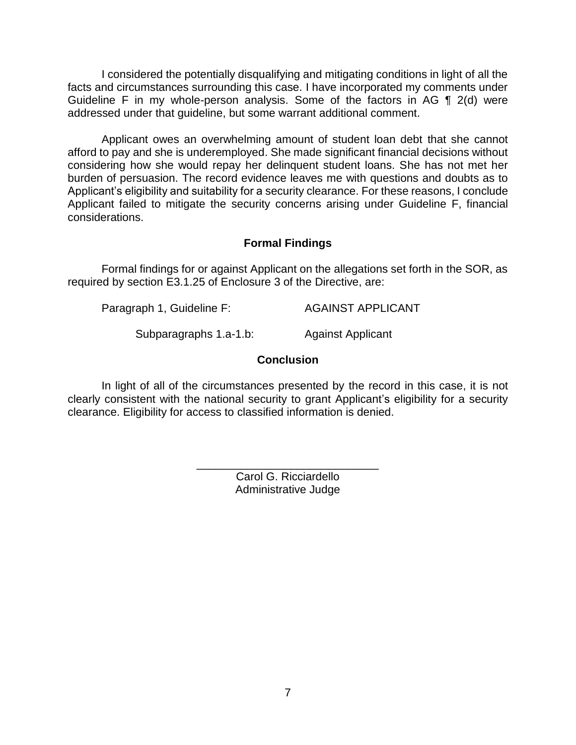I considered the potentially disqualifying and mitigating conditions in light of all the facts and circumstances surrounding this case. I have incorporated my comments under Guideline F in my whole-person analysis. Some of the factors in AG ¶ 2(d) were addressed under that guideline, but some warrant additional comment.

Applicant owes an overwhelming amount of student loan debt that she cannot afford to pay and she is underemployed. She made significant financial decisions without considering how she would repay her delinquent student loans. She has not met her burden of persuasion. The record evidence leaves me with questions and doubts as to Applicant's eligibility and suitability for a security clearance. For these reasons, I conclude Applicant failed to mitigate the security concerns arising under Guideline F, financial considerations.

## Formal Findings

Formal findings for or against Applicant on the allegations set forth in the SOR, as required by section E3.1.25 of Enclosure 3 of the Directive, are:

| | |
|---|---|
| Paragraph 1, Guideline F: | AGAINST APPLICANT |
| Subparagraphs 1.a-1.b: | Against Applicant |

## Conclusion

In light of all of the circumstances presented by the record in this case, it is not clearly consistent with the national security to grant Applicant's eligibility for a security clearance. Eligibility for access to classified information is denied.

\_\_\_\_\_\_\_\_\_\_\_\_\_\_\_\_\_\_\_\_\_\_\_\_\_\_\_\_\_\_

Carol G. Ricciardello
Administrative Judge